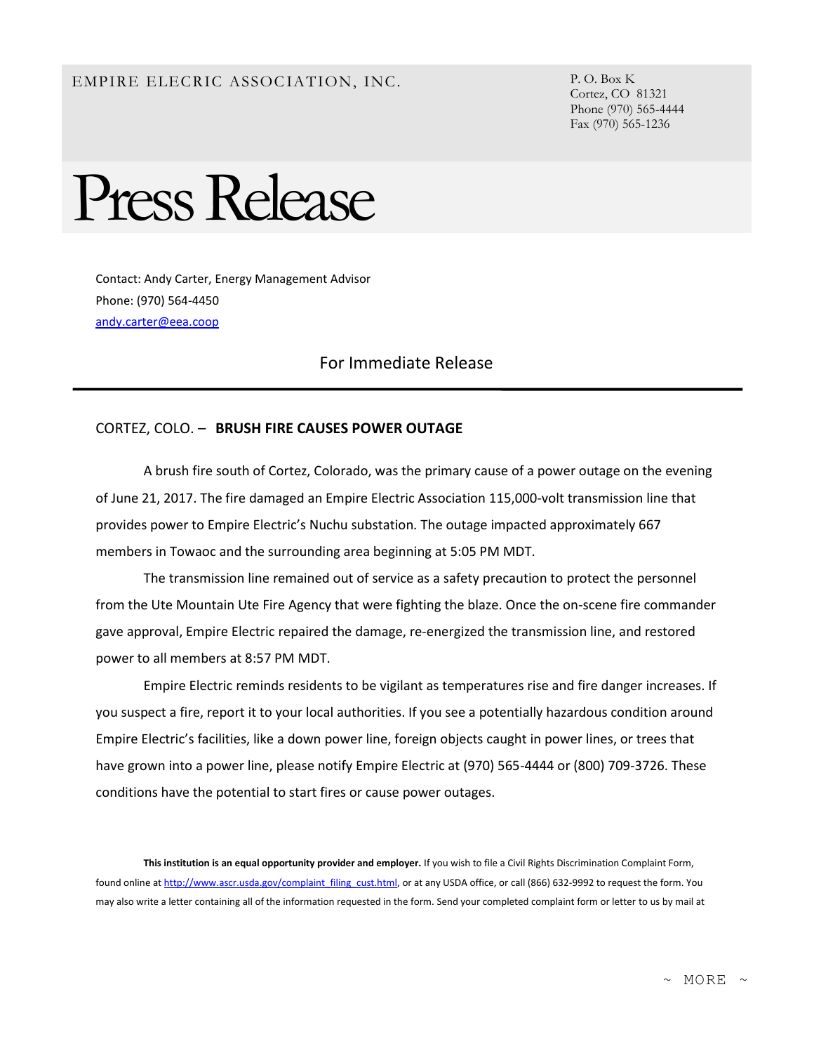EMPIRE ELECRIC ASSOCIATION, INC.

P. O. Box K
Cortez, CO 81321
Phone (970) 565-4444
Fax (970) 565-1236

# Press Release

Contact: Andy Carter, Energy Management Advisor
Phone: (970) 564-4450
andy.carter@eea.coop

For Immediate Release

---

CORTEZ, COLO. – **BRUSH FIRE CAUSES POWER OUTAGE**

A brush fire south of Cortez, Colorado, was the primary cause of a power outage on the evening of June 21, 2017. The fire damaged an Empire Electric Association 115,000-volt transmission line that provides power to Empire Electric's Nuchu substation. The outage impacted approximately 667 members in Towaoc and the surrounding area beginning at 5:05 PM MDT.

The transmission line remained out of service as a safety precaution to protect the personnel from the Ute Mountain Ute Fire Agency that were fighting the blaze. Once the on-scene fire commander gave approval, Empire Electric repaired the damage, re-energized the transmission line, and restored power to all members at 8:57 PM MDT.

Empire Electric reminds residents to be vigilant as temperatures rise and fire danger increases. If you suspect a fire, report it to your local authorities. If you see a potentially hazardous condition around Empire Electric's facilities, like a down power line, foreign objects caught in power lines, or trees that have grown into a power line, please notify Empire Electric at (970) 565-4444 or (800) 709-3726. These conditions have the potential to start fires or cause power outages.

**This institution is an equal opportunity provider and employer.** If you wish to file a Civil Rights Discrimination Complaint Form, found online at http://www.ascr.usda.gov/complaint_filing_cust.html, or at any USDA office, or call (866) 632-9992 to request the form. You may also write a letter containing all of the information requested in the form. Send your completed complaint form or letter to us by mail at

~ MORE ~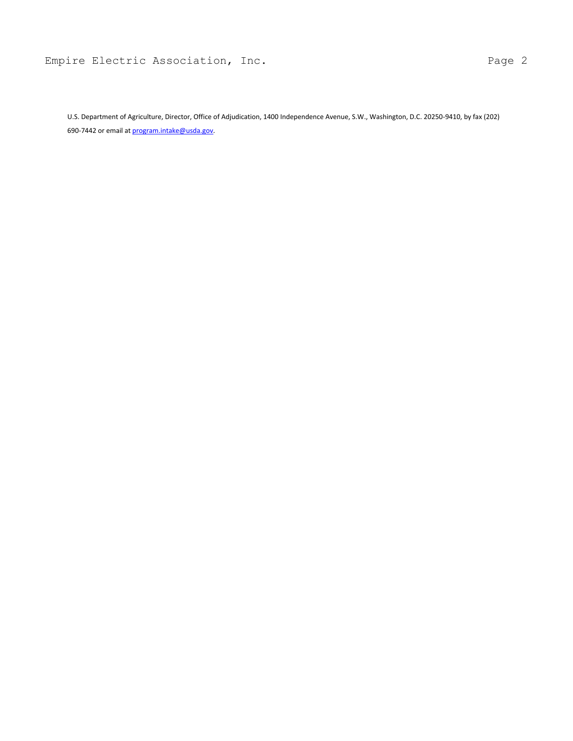U.S. Department of Agriculture, Director, Office of Adjudication, 1400 Independence Avenue, S.W., Washington, D.C. 20250-9410, by fax (202) 690-7442 or email at program.intake@usda.gov.